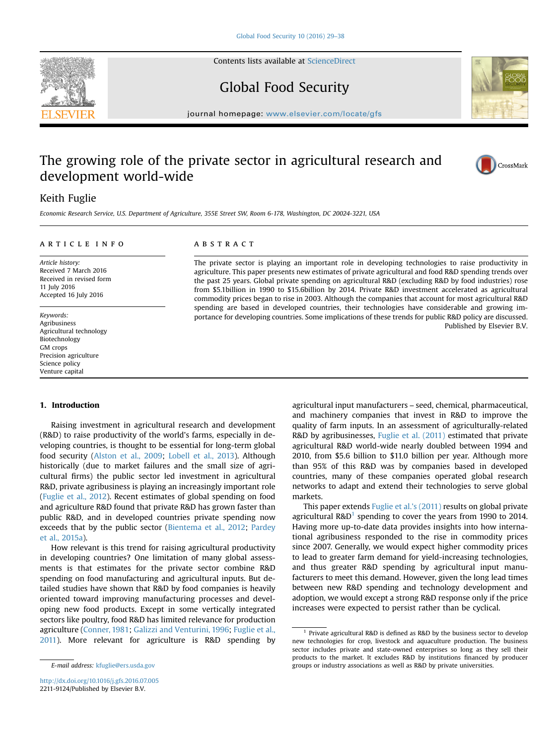# The growing role of the private sector in agricultural research and development world-wide

Keith Fuglie

*Economic Research Service, U.S. Department of Agriculture, 355E Street SW, Room 6-178, Washington, DC 20024-3221, USA*

## ARTICLE INFO

*Article history:*
Received 7 March 2016
Received in revised form
11 July 2016
Accepted 16 July 2016

*Keywords:*
Agribusiness
Agricultural technology
Biotechnology
GM crops
Precision agriculture
Science policy
Venture capital

## ABSTRACT

The private sector is playing an important role in developing technologies to raise productivity in agriculture. This paper presents new estimates of private agricultural and food R&D spending trends over the past 25 years. Global private spending on agricultural R&D (excluding R&D by food industries) rose from $5.1billion in 1990 to $15.6billion by 2014. Private R&D investment accelerated as agricultural commodity prices began to rise in 2003. Although the companies that account for most agricultural R&D spending are based in developed countries, their technologies have considerable and growing importance for developing countries. Some implications of these trends for public R&D policy are discussed.

Published by Elsevier B.V.

## 1. Introduction

Raising investment in agricultural research and development (R&D) to raise productivity of the world's farms, especially in developing countries, is thought to be essential for long-term global food security (Alston et al., 2009; Lobell et al., 2013). Although historically (due to market failures and the small size of agricultural firms) the public sector led investment in agricultural R&D, private agribusiness is playing an increasingly important role (Fuglie et al., 2012). Recent estimates of global spending on food and agriculture R&D found that private R&D has grown faster than public R&D, and in developed countries private spending now exceeds that by the public sector (Bientema et al., 2012; Pardey et al., 2015a).

How relevant is this trend for raising agricultural productivity in developing countries? One limitation of many global assessments is that estimates for the private sector combine R&D spending on food manufacturing and agricultural inputs. But detailed studies have shown that R&D by food companies is heavily oriented toward improving manufacturing processes and developing new food products. Except in some vertically integrated sectors like poultry, food R&D has limited relevance for production agriculture (Conner, 1981; Galizzi and Venturini, 1996; Fuglie et al., 2011). More relevant for agriculture is R&D spending by agricultural input manufacturers – seed, chemical, pharmaceutical, and machinery companies that invest in R&D to improve the quality of farm inputs. In an assessment of agriculturally-related R&D by agribusinesses, Fuglie et al. (2011) estimated that private agricultural R&D world-wide nearly doubled between 1994 and 2010, from $5.6 billion to $11.0 billion per year. Although more than 95% of this R&D was by companies based in developed countries, many of these companies operated global research networks to adapt and extend their technologies to serve global markets.

This paper extends Fuglie et al.'s (2011) results on global private agricultural R&D[1] spending to cover the years from 1990 to 2014. Having more up-to-date data provides insights into how international agribusiness responded to the rise in commodity prices since 2007. Generally, we would expect higher commodity prices to lead to greater farm demand for yield-increasing technologies, and thus greater R&D spending by agricultural input manufacturers to meet this demand. However, given the long lead times between new R&D spending and technology development and adoption, we would except a strong R&D response only if the price increases were expected to persist rather than be cyclical.

[1] Private agricultural R&D is defined as R&D by the business sector to develop new technologies for crop, livestock and aquaculture production. The business sector includes private and state-owned enterprises so long as they sell their products to the market. It excludes R&D by institutions financed by producer groups or industry associations as well as R&D by private universities.

*E-mail address:* kfuglie@ers.usda.gov

http://dx.doi.org/10.1016/j.gfs.2016.07.005
2211-9124/Published by Elsevier B.V.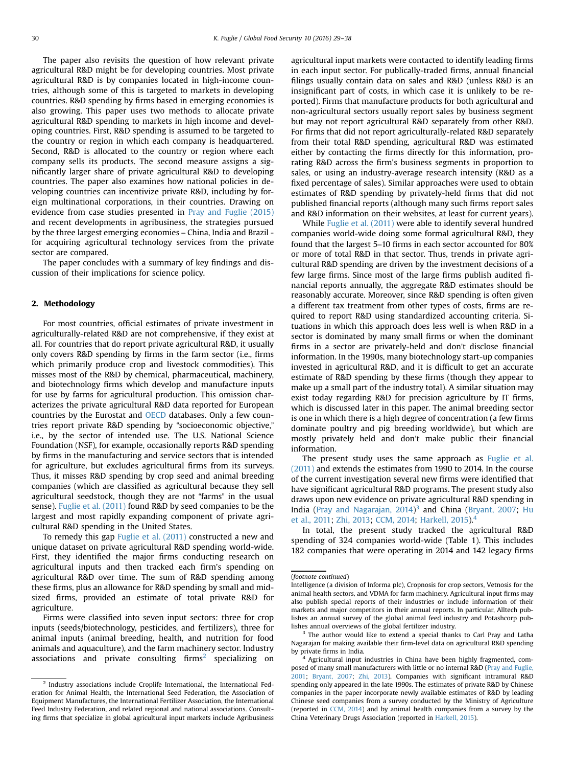The paper also revisits the question of how relevant private agricultural R&D might be for developing countries. Most private agricultural R&D is by companies located in high-income countries, although some of this is targeted to markets in developing countries. R&D spending by firms based in emerging economies is also growing. This paper uses two methods to allocate private agricultural R&D spending to markets in high income and developing countries. First, R&D spending is assumed to be targeted to the country or region in which each company is headquartered. Second, R&D is allocated to the country or region where each company sells its products. The second measure assigns a significantly larger share of private agricultural R&D to developing countries. The paper also examines how national policies in developing countries can incentivize private R&D, including by foreign multinational corporations, in their countries. Drawing on evidence from case studies presented in Pray and Fuglie (2015) and recent developments in agribusiness, the strategies pursued by the three largest emerging economies – China, India and Brazil - for acquiring agricultural technology services from the private sector are compared.

The paper concludes with a summary of key findings and discussion of their implications for science policy.

## 2. Methodology

For most countries, official estimates of private investment in agriculturally-related R&D are not comprehensive, if they exist at all. For countries that do report private agricultural R&D, it usually only covers R&D spending by firms in the farm sector (i.e., firms which primarily produce crop and livestock commodities). This misses most of the R&D by chemical, pharmaceutical, machinery, and biotechnology firms which develop and manufacture inputs for use by farms for agricultural production. This omission characterizes the private agricultural R&D data reported for European countries by the Eurostat and OECD databases. Only a few countries report private R&D spending by "socioeconomic objective," i.e., by the sector of intended use. The U.S. National Science Foundation (NSF), for example, occasionally reports R&D spending by firms in the manufacturing and service sectors that is intended for agriculture, but excludes agricultural firms from its surveys. Thus, it misses R&D spending by crop seed and animal breeding companies (which are classified as agricultural because they sell agricultural seedstock, though they are not "farms" in the usual sense). Fuglie et al. (2011) found R&D by seed companies to be the largest and most rapidly expanding component of private agricultural R&D spending in the United States.

To remedy this gap Fuglie et al. (2011) constructed a new and unique dataset on private agricultural R&D spending world-wide. First, they identified the major firms conducting research on agricultural inputs and then tracked each firm's spending on agricultural R&D over time. The sum of R&D spending among these firms, plus an allowance for R&D spending by small and mid-sized firms, provided an estimate of total private R&D for agriculture.

Firms were classified into seven input sectors: three for crop inputs (seeds/biotechnology, pesticides, and fertilizers), three for animal inputs (animal breeding, health, and nutrition for food animals and aquaculture), and the farm machinery sector. Industry associations and private consulting firms[2] specializing on agricultural input markets were contacted to identify leading firms in each input sector. For publically-traded firms, annual financial filings usually contain data on sales and R&D (unless R&D is an insignificant part of costs, in which case it is unlikely to be reported). Firms that manufacture products for both agricultural and non-agricultural sectors usually report sales by business segment but may not report agricultural R&D separately from other R&D. For firms that did not report agriculturally-related R&D separately from their total R&D spending, agricultural R&D was estimated either by contacting the firms directly for this information, prorating R&D across the firm's business segments in proportion to sales, or using an industry-average research intensity (R&D as a fixed percentage of sales). Similar approaches were used to obtain estimates of R&D spending by privately-held firms that did not published financial reports (although many such firms report sales and R&D information on their websites, at least for current years).

While Fuglie et al. (2011) were able to identify several hundred companies world-wide doing some formal agricultural R&D, they found that the largest 5–10 firms in each sector accounted for 80% or more of total R&D in that sector. Thus, trends in private agricultural R&D spending are driven by the investment decisions of a few large firms. Since most of the large firms publish audited financial reports annually, the aggregate R&D estimates should be reasonably accurate. Moreover, since R&D spending is often given a different tax treatment from other types of costs, firms are required to report R&D using standardized accounting criteria. Situations in which this approach does less well is when R&D in a sector is dominated by many small firms or when the dominant firms in a sector are privately-held and don't disclose financial information. In the 1990s, many biotechnology start-up companies invested in agricultural R&D, and it is difficult to get an accurate estimate of R&D spending by these firms (though they appear to make up a small part of the industry total). A similar situation may exist today regarding R&D for precision agriculture by IT firms, which is discussed later in this paper. The animal breeding sector is one in which there is a high degree of concentration (a few firms dominate poultry and pig breeding worldwide), but which are mostly privately held and don't make public their financial information.

The present study uses the same approach as Fuglie et al. (2011) and extends the estimates from 1990 to 2014. In the course of the current investigation several new firms were identified that have significant agricultural R&D programs. The present study also draws upon new evidence on private agricultural R&D spending in India (Pray and Nagarajan, 2014)[3] and China (Bryant, 2007; Hu et al., 2011; Zhi, 2013; CCM, 2014; Harkell, 2015).[4]

In total, the present study tracked the agricultural R&D spending of 324 companies world-wide (Table 1). This includes 182 companies that were operating in 2014 and 142 legacy firms

---

[2] Industry associations include Croplife International, the International Federation for Animal Health, the International Seed Federation, the Association of Equipment Manufactures, the International Fertilizer Association, the International Feed Industry Federation, and related regional and national associations. Consulting firms that specialize in global agricultural input markets include Agribusiness Intelligence (a division of Informa plc), Cropnosis for crop sectors, Vetnosis for the animal health sectors, and VDMA for farm machinery. Agricultural input firms may also publish special reports of their industries or include information of their markets and major competitors in their annual reports. In particular, Alltech publishes an annual survey of the global animal feed industry and Potashcorp publishes annual overviews of the global fertilizer industry.

[3] The author would like to extend a special thanks to Carl Pray and Latha Nagarajan for making available their firm-level data on agricultural R&D spending by private firms in India.

[4] Agricultural input industries in China have been highly fragmented, composed of many small manufacturers with little or no internal R&D (Pray and Fuglie, 2001; Bryant, 2007; Zhi, 2013). Companies with significant intramural R&D spending only appeared in the late 1990s. The estimates of private R&D by Chinese companies in the paper incorporate newly available estimates of R&D by leading Chinese seed companies from a survey conducted by the Ministry of Agriculture (reported in CCM, 2014) and by animal health companies from a survey by the China Veterinary Drugs Association (reported in Harkell, 2015).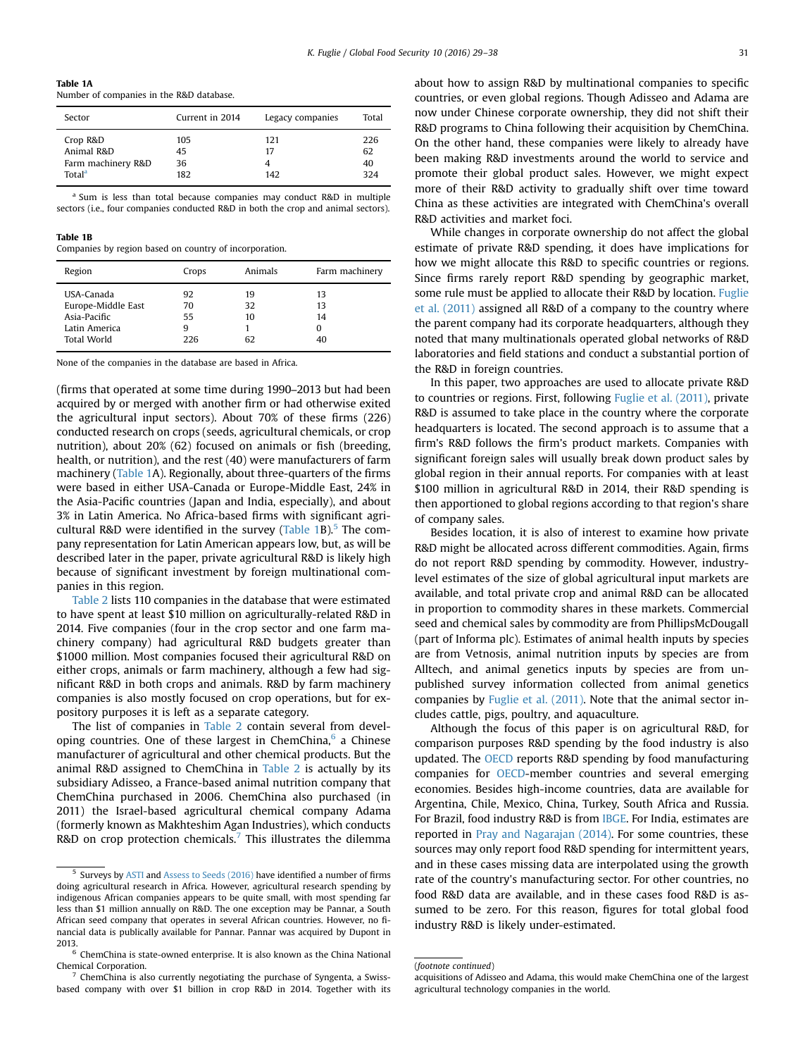**Table 1A**
Number of companies in the R&D database.

| Sector | Current in 2014 | Legacy companies | Total |
|---|---|---|---|
| Crop R&D | 105 | 121 | 226 |
| Animal R&D | 45 | 17 | 62 |
| Farm machinery R&D | 36 | 4 | 40 |
| Total[a] | 182 | 142 | 324 |

[a] Sum is less than total because companies may conduct R&D in multiple sectors (i.e., four companies conducted R&D in both the crop and animal sectors).

**Table 1B**
Companies by region based on country of incorporation.

| Region | Crops | Animals | Farm machinery |
|---|---|---|---|
| USA-Canada | 92 | 19 | 13 |
| Europe-Middle East | 70 | 32 | 13 |
| Asia-Pacific | 55 | 10 | 14 |
| Latin America | 9 | 1 | 0 |
| Total World | 226 | 62 | 40 |

None of the companies in the database are based in Africa.

(firms that operated at some time during 1990–2013 but had been acquired by or merged with another firm or had otherwise exited the agricultural input sectors). About 70% of these firms (226) conducted research on crops (seeds, agricultural chemicals, or crop nutrition), about 20% (62) focused on animals or fish (breeding, health, or nutrition), and the rest (40) were manufacturers of farm machinery (Table 1A). Regionally, about three-quarters of the firms were based in either USA-Canada or Europe-Middle East, 24% in the Asia-Pacific countries (Japan and India, especially), and about 3% in Latin America. No Africa-based firms with significant agricultural R&D were identified in the survey (Table 1B).[5] The company representation for Latin American appears low, but, as will be described later in the paper, private agricultural R&D is likely high because of significant investment by foreign multinational companies in this region.

Table 2 lists 110 companies in the database that were estimated to have spent at least $10 million on agriculturally-related R&D in 2014. Five companies (four in the crop sector and one farm machinery company) had agricultural R&D budgets greater than $1000 million. Most companies focused their agricultural R&D on either crops, animals or farm machinery, although a few had significant R&D in both crops and animals. R&D by farm machinery companies is also mostly focused on crop operations, but for expository purposes it is left as a separate category.

The list of companies in Table 2 contain several from developing countries. One of these largest in ChemChina,[6] a Chinese manufacturer of agricultural and other chemical products. But the animal R&D assigned to ChemChina in Table 2 is actually by its subsidiary Adisseo, a France-based animal nutrition company that ChemChina purchased in 2006. ChemChina also purchased (in 2011) the Israel-based agricultural chemical company Adama (formerly known as Makhteshim Agan Industries), which conducts R&D on crop protection chemicals.[7] This illustrates the dilemma about how to assign R&D by multinational companies to specific countries, or even global regions. Though Adisseo and Adama are now under Chinese corporate ownership, they did not shift their R&D programs to China following their acquisition by ChemChina. On the other hand, these companies were likely to already have been making R&D investments around the world to service and promote their global product sales. However, we might expect more of their R&D activity to gradually shift over time toward China as these activities are integrated with ChemChina's overall R&D activities and market foci.

While changes in corporate ownership do not affect the global estimate of private R&D spending, it does have implications for how we might allocate this R&D to specific countries or regions. Since firms rarely report R&D spending by geographic market, some rule must be applied to allocate their R&D by location. Fuglie et al. (2011) assigned all R&D of a company to the country where the parent company had its corporate headquarters, although they noted that many multinationals operated global networks of R&D laboratories and field stations and conduct a substantial portion of the R&D in foreign countries.

In this paper, two approaches are used to allocate private R&D to countries or regions. First, following Fuglie et al. (2011), private R&D is assumed to take place in the country where the corporate headquarters is located. The second approach is to assume that a firm's R&D follows the firm's product markets. Companies with significant foreign sales will usually break down product sales by global region in their annual reports. For companies with at least $100 million in agricultural R&D in 2014, their R&D spending is then apportioned to global regions according to that region's share of company sales.

Besides location, it is also of interest to examine how private R&D might be allocated across different commodities. Again, firms do not report R&D spending by commodity. However, industry-level estimates of the size of global agricultural input markets are available, and total private crop and animal R&D can be allocated in proportion to commodity shares in these markets. Commercial seed and chemical sales by commodity are from PhillipsMcDougall (part of Informa plc). Estimates of animal health inputs by species are from Vetnosis, animal nutrition inputs by species are from Alltech, and animal genetics inputs by species are from unpublished survey information collected from animal genetics companies by Fuglie et al. (2011). Note that the animal sector includes cattle, pigs, poultry, and aquaculture.

Although the focus of this paper is on agricultural R&D, for comparison purposes R&D spending by the food industry is also updated. The OECD reports R&D spending by food manufacturing companies for OECD-member countries and several emerging economies. Besides high-income countries, data are available for Argentina, Chile, Mexico, China, Turkey, South Africa and Russia. For Brazil, food industry R&D is from IBGE. For India, estimates are reported in Pray and Nagarajan (2014). For some countries, these sources may only report food R&D spending for intermittent years, and in these cases missing data are interpolated using the growth rate of the country's manufacturing sector. For other countries, no food R&D data are available, and in these cases food R&D is assumed to be zero. For this reason, figures for total global food industry R&D is likely under-estimated.

[5] Surveys by ASTI and Assess to Seeds (2016) have identified a number of firms doing agricultural research in Africa. However, agricultural research spending by indigenous African companies appears to be quite small, with most spending far less than $1 million annually on R&D. The one exception may be Pannar, a South African seed company that operates in several African countries. However, no financial data is publically available for Pannar. Pannar was acquired by Dupont in 2013.

[6] ChemChina is state-owned enterprise. It is also known as the China National Chemical Corporation.

[7] ChemChina is also currently negotiating the purchase of Syngenta, a Swiss-based company with over $1 billion in crop R&D in 2014. Together with its acquisitions of Adisseo and Adama, this would make ChemChina one of the largest agricultural technology companies in the world.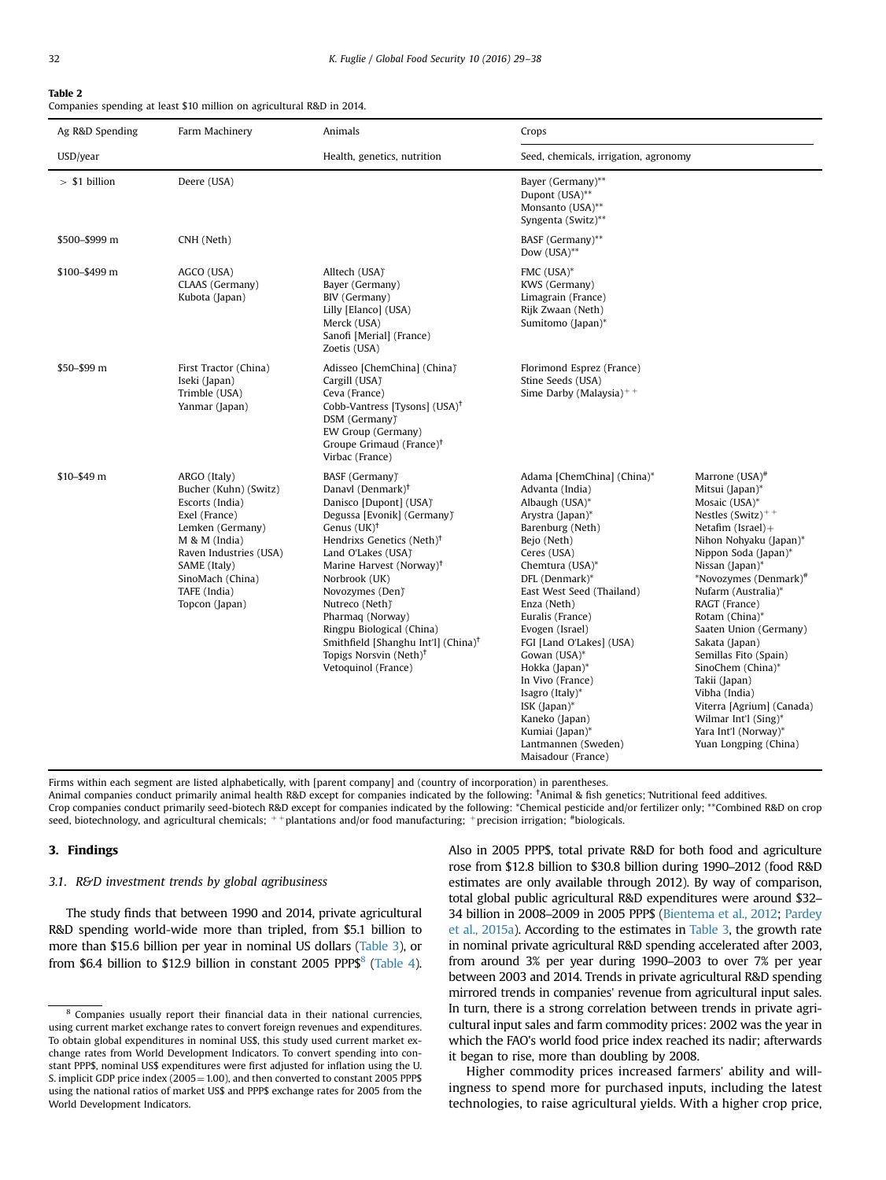**Table 2**
Companies spending at least $10 million on agricultural R&D in 2014.

| Ag R&D Spending | Farm Machinery | Animals | Crops | |
|---|---|---|---|---|
| USD/year | | Health, genetics, nutrition | Seed, chemicals, irrigation, agronomy | |
| > $1 billion | Deere (USA) | | Bayer (Germany)**<br>Dupont (USA)**<br>Monsanto (USA)**<br>Syngenta (Switz)** | |
| $500–$999 m | CNH (Neth) | | BASF (Germany)**<br>Dow (USA)** | |
| $100–$499 m | AGCO (USA)<br>CLAAS (Germany)<br>Kubota (Japan) | Alltech (USA)ʹ<br>Bayer (Germany)<br>BIV (Germany)<br>Lilly [Elanco] (USA)<br>Merck (USA)<br>Sanofi [Merial] (France)<br>Zoetis (USA) | FMC (USA)*<br>KWS (Germany)<br>Limagrain (France)<br>Rijk Zwaan (Neth)<br>Sumitomo (Japan)* | |
| $50–$99 m | First Tractor (China)<br>Iseki (Japan)<br>Trimble (USA)<br>Yanmar (Japan) | Adisseo [ChemChina] (China)ʹ<br>Cargill (USA)ʹ<br>Ceva (France)<br>Cobb-Vantress [Tysons] (USA)†<br>DSM (Germany)ʹ<br>EW Group (Germany)<br>Groupe Grimaud (France)†<br>Virbac (France) | Florimond Esprez (France)<br>Stine Seeds (USA)<br>Sime Darby (Malaysia)++ | |
| $10–$49 m | ARGO (Italy)<br>Bucher (Kuhn) (Switz)<br>Escorts (India)<br>Exel (France)<br>Lemken (Germany)<br>M & M (India)<br>Raven Industries (USA)<br>SAME (Italy)<br>SinoMach (China)<br>TAFE (India)<br>Topcon (Japan) | BASF (Germany)ʹ<br>Danavl (Denmark)†<br>Danisco [Dupont] (USA)ʹ<br>Degussa [Evonik] (Germany)ʹ<br>Genus (UK)†<br>Hendrixs Genetics (Neth)†<br>Land O'Lakes (USA)ʹ<br>Marine Harvest (Norway)†<br>Norbrook (UK)<br>Novozymes (Den)ʹ<br>Nutreco (Neth)ʹ<br>Pharmaq (Norway)<br>Ringpu Biological (China)<br>Smithfield [Shanghu Int'l] (China)†<br>Topigs Norsvin (Neth)†<br>Vetoquinol (France) | Adama [ChemChina] (China)*<br>Advanta (India)<br>Albaugh (USA)*<br>Arystra (Japan)*<br>Barenburg (Neth)<br>Bejo (Neth)<br>Ceres (USA)<br>Chemtura (USA)*<br>DFL (Denmark)*<br>East West Seed (Thailand)<br>Enza (Neth)<br>Euralis (France)<br>Evogen (Israel)<br>FGI [Land O'Lakes] (USA)<br>Gowan (USA)*<br>Hokka (Japan)*<br>In Vivo (France)<br>Isagro (Italy)*<br>ISK (Japan)*<br>Kaneko (Japan)<br>Kumiai (Japan)*<br>Lantmannen (Sweden)<br>Maisadour (France) | Marrone (USA)#<br>Mitsui (Japan)*<br>Mosaic (USA)*<br>Nestles (Switz)++<br>Netafim (Israel)+<br>Nihon Nohyaku (Japan)*<br>Nippon Soda (Japan)*<br>Nissan (Japan)*<br>*Novozymes (Denmark)#<br>Nufarm (Australia)*<br>RAGT (France)<br>Rotam (China)*<br>Saaten Union (Germany)<br>Sakata (Japan)<br>Semillas Fito (Spain)<br>SinoChem (China)*<br>Takii (Japan)<br>Vibha (India)<br>Viterra [Agrium] (Canada)<br>Wilmar Int'l (Sing)*<br>Yara Int'l (Norway)*<br>Yuan Longping (China) |

Firms within each segment are listed alphabetically, with [parent company] and (country of incorporation) in parentheses.
Animal companies conduct primarily animal health R&D except for companies indicated by the following: †Animal & fish genetics; ʹNutritional feed additives.
Crop companies conduct primarily seed-biotech R&D except for companies indicated by the following: *Chemical pesticide and/or fertilizer only; **Combined R&D on crop seed, biotechnology, and agricultural chemicals; ++plantations and/or food manufacturing; +precision irrigation; #biologicals.

## 3. Findings

### 3.1. R&D investment trends by global agribusiness

The study finds that between 1990 and 2014, private agricultural R&D spending world-wide more than tripled, from $5.1 billion to more than $15.6 billion per year in nominal US dollars (Table 3), or from $6.4 billion to $12.9 billion in constant 2005 PPP$[8] (Table 4). Also in 2005 PPP$, total private R&D for both food and agriculture rose from $12.8 billion to $30.8 billion during 1990–2012 (food R&D estimates are only available through 2012). By way of comparison, total global public agricultural R&D expenditures were around $32–34 billion in 2008–2009 in 2005 PPP$ (Bientema et al., 2012; Pardey et al., 2015a). According to the estimates in Table 3, the growth rate in nominal private agricultural R&D spending accelerated after 2003, from around 3% per year during 1990–2003 to over 7% per year between 2003 and 2014. Trends in private agricultural R&D spending mirrored trends in companies' revenue from agricultural input sales. In turn, there is a strong correlation between trends in private agricultural input sales and farm commodity prices: 2002 was the year in which the FAO's world food price index reached its nadir; afterwards it began to rise, more than doubling by 2008.

Higher commodity prices increased farmers' ability and willingness to spend more for purchased inputs, including the latest technologies, to raise agricultural yields. With a higher crop price,

[8] Companies usually report their financial data in their national currencies, using current market exchange rates to convert foreign revenues and expenditures. To obtain global expenditures in nominal US$, this study used current market exchange rates from World Development Indicators. To convert spending into constant PPP$, nominal US$ expenditures were first adjusted for inflation using the U. S. implicit GDP price index (2005 = 1.00), and then converted to constant 2005 PPP$ using the national ratios of market US$ and PPP$ exchange rates for 2005 from the World Development Indicators.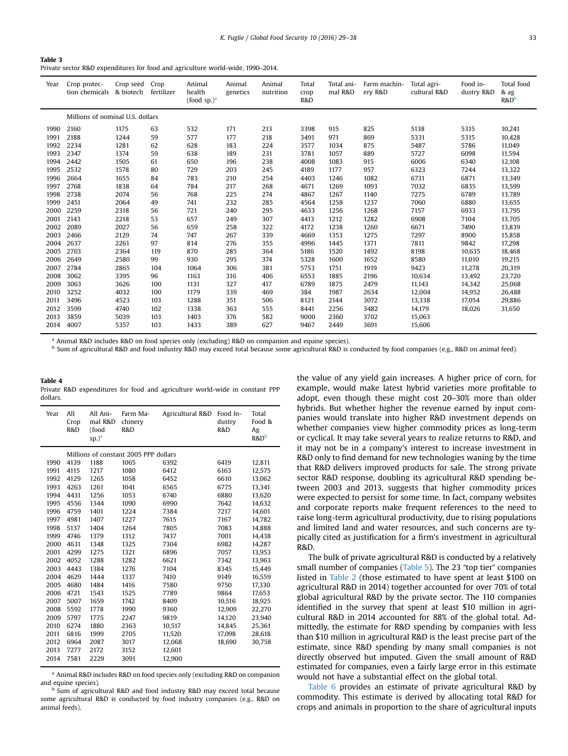**Table 3**
Private sector R&D expenditures for food and agriculture world-wide, 1990–2014.

| Year | Crop protection chemicals | Crop seed & biotech | Crop fertilizer | Animal health (food sp.)[a] | Animal genetics | Animal nutrition | Total crop R&D | Total animal R&D | Farm machinery R&D | Total agricultural R&D | Food industry R&D | Total food & ag R&D[b] |
|---|---|---|---|---|---|---|---|---|---|---|---|---|
| | Millions of nominal U.S. dollars | | | | | | | | | | | |
| 1990 | 2160 | 1175 | 63 | 532 | 171 | 213 | 3398 | 915 | 825 | 5138 | 5315 | 10,241 |
| 1991 | 2188 | 1244 | 59 | 577 | 177 | 218 | 3491 | 971 | 869 | 5331 | 5315 | 10,428 |
| 1992 | 2234 | 1281 | 62 | 628 | 183 | 224 | 3577 | 1034 | 875 | 5487 | 5786 | 11,049 |
| 1993 | 2347 | 1374 | 59 | 638 | 189 | 231 | 3781 | 1057 | 889 | 5727 | 6098 | 11,594 |
| 1994 | 2442 | 1505 | 61 | 650 | 196 | 238 | 4008 | 1083 | 915 | 6006 | 6340 | 12,108 |
| 1995 | 2532 | 1578 | 80 | 729 | 203 | 245 | 4189 | 1177 | 957 | 6323 | 7244 | 13,322 |
| 1996 | 2664 | 1655 | 84 | 783 | 210 | 254 | 4403 | 1246 | 1082 | 6731 | 6871 | 13,349 |
| 1997 | 2768 | 1838 | 64 | 784 | 217 | 268 | 4671 | 1269 | 1093 | 7032 | 6835 | 13,599 |
| 1998 | 2738 | 2074 | 56 | 768 | 225 | 274 | 4867 | 1267 | 1140 | 7275 | 6789 | 13,789 |
| 1999 | 2451 | 2064 | 49 | 741 | 232 | 285 | 4564 | 1258 | 1237 | 7060 | 6880 | 13,655 |
| 2000 | 2259 | 2318 | 56 | 721 | 240 | 295 | 4633 | 1256 | 1268 | 7157 | 6933 | 13,795 |
| 2001 | 2143 | 2218 | 53 | 657 | 249 | 307 | 4413 | 1212 | 1282 | 6908 | 7104 | 13,705 |
| 2002 | 2089 | 2027 | 56 | 659 | 258 | 322 | 4172 | 1238 | 1260 | 6671 | 7490 | 13,839 |
| 2003 | 2466 | 2129 | 74 | 747 | 267 | 339 | 4669 | 1353 | 1275 | 7297 | 8900 | 15,858 |
| 2004 | 2637 | 2261 | 97 | 814 | 276 | 355 | 4996 | 1445 | 1371 | 7811 | 9842 | 17,298 |
| 2005 | 2703 | 2364 | 119 | 870 | 285 | 364 | 5186 | 1520 | 1492 | 8198 | 10,635 | 18,468 |
| 2006 | 2649 | 2580 | 99 | 930 | 295 | 374 | 5328 | 1600 | 1652 | 8580 | 11,010 | 19,215 |
| 2007 | 2784 | 2865 | 104 | 1064 | 306 | 381 | 5753 | 1751 | 1919 | 9423 | 11,278 | 20,319 |
| 2008 | 3062 | 3395 | 96 | 1163 | 316 | 406 | 6553 | 1885 | 2196 | 10,634 | 13,492 | 23,720 |
| 2009 | 3063 | 3626 | 100 | 1131 | 327 | 417 | 6789 | 1875 | 2479 | 11,143 | 14,342 | 25,068 |
| 2010 | 3252 | 4032 | 100 | 1179 | 339 | 469 | 384 | 1987 | 2634 | 12,004 | 14,952 | 26,488 |
| 2011 | 3496 | 4523 | 103 | 1288 | 351 | 506 | 8121 | 2144 | 3072 | 13,338 | 17,054 | 29,886 |
| 2012 | 3599 | 4740 | 102 | 1338 | 363 | 555 | 8441 | 2256 | 3482 | 14,179 | 18,026 | 31,650 |
| 2013 | 3859 | 5039 | 103 | 1403 | 376 | 582 | 9000 | 2360 | 3702 | 15,063 | | |
| 2014 | 4007 | 5357 | 103 | 1433 | 389 | 627 | 9467 | 2449 | 3691 | 15,606 | | |

[a] Animal R&D includes R&D on food species only (excluding) R&D on companion and equine species).
[b] Sum of agricultural R&D and food industry R&D may exceed total because some agricultural R&D is conducted by food companies (e.g., R&D on animal feed).

**Table 4**
Private R&D expenditures for food and agriculture world-wide in constant PPP dollars.

| Year | All Crop R&D | All Animal R&D (food sp.)[a] | Farm Machinery R&D | Agricultural R&D | Food Industry R&D | Total Food & Ag R&D[b] |
|---|---|---|---|---|---|---|
| | Millions of constant 2005 PPP dollars | | | | | |
| 1990 | 4139 | 1188 | 1065 | 6392 | 6419 | 12,811 |
| 1991 | 4115 | 1217 | 1080 | 6412 | 6163 | 12,575 |
| 1992 | 4129 | 1265 | 1058 | 6452 | 6610 | 13,062 |
| 1993 | 4263 | 1261 | 1041 | 6565 | 6775 | 13,341 |
| 1994 | 4431 | 1256 | 1053 | 6740 | 6880 | 13,620 |
| 1995 | 4556 | 1344 | 1090 | 6990 | 7642 | 14,632 |
| 1996 | 4759 | 1401 | 1224 | 7384 | 7217 | 14,601 |
| 1997 | 4981 | 1407 | 1227 | 7615 | 7167 | 14,782 |
| 1998 | 5137 | 1404 | 1264 | 7805 | 7083 | 14,888 |
| 1999 | 4746 | 1379 | 1312 | 7437 | 7001 | 14,438 |
| 2000 | 4631 | 1348 | 1325 | 7304 | 6982 | 14,287 |
| 2001 | 4299 | 1275 | 1321 | 6896 | 7057 | 13,953 |
| 2002 | 4052 | 1288 | 1282 | 6621 | 7342 | 13,963 |
| 2003 | 4443 | 1384 | 1276 | 7104 | 8345 | 15,449 |
| 2004 | 4629 | 1444 | 1337 | 7410 | 9149 | 16,559 |
| 2005 | 4680 | 1484 | 1416 | 7580 | 9750 | 17,330 |
| 2006 | 4721 | 1543 | 1525 | 7789 | 9864 | 17,653 |
| 2007 | 5007 | 1659 | 1742 | 8409 | 10,516 | 18,925 |
| 2008 | 5592 | 1778 | 1990 | 9360 | 12,909 | 22,270 |
| 2009 | 5797 | 1775 | 2247 | 9819 | 14,120 | 23,940 |
| 2010 | 6274 | 1880 | 2363 | 10,517 | 14,845 | 25,361 |
| 2011 | 6816 | 1999 | 2705 | 11,520 | 17,098 | 28,618 |
| 2012 | 6964 | 2087 | 3017 | 12,068 | 18,690 | 30,758 |
| 2013 | 7277 | 2172 | 3152 | 12,601 | | |
| 2014 | 7581 | 2229 | 3091 | 12,900 | | |

[a] Animal R&D includes R&D on food species only (excluding R&D on companion and equine species).
[b] Sum of agricultural R&D and food industry R&D may exceed total because some agricultural R&D is conducted by food industry companies (e.g., R&D on animal feeds).

the value of any yield gain increases. A higher price of corn, for example, would make latest hybrid varieties more profitable to adopt, even though these might cost 20–30% more than older hybrids. But whether higher the revenue earned by input companies would translate into higher R&D investment depends on whether companies view higher commodity prices as long-term or cyclical. It may take several years to realize returns to R&D, and it may not be in a company's interest to increase investment in R&D only to find demand for new technologies waning by the time that R&D delivers improved products for sale. The strong private sector R&D response, doubling its agricultural R&D spending between 2003 and 2013, suggests that higher commodity prices were expected to persist for some time. In fact, company websites and corporate reports make frequent references to the need to raise long-term agricultural productivity, due to rising populations and limited land and water resources, and such concerns are typically cited as justification for a firm's investment in agricultural R&D.

The bulk of private agricultural R&D is conducted by a relatively small number of companies (Table 5). The 23 "top tier" companies listed in Table 2 (those estimated to have spent at least $100 on agricultural R&D in 2014) together accounted for over 70% of total global agricultural R&D by the private sector. The 110 companies identified in the survey that spent at least $10 million in agricultural R&D in 2014 accounted for 88% of the global total. Admittedly, the estimate for R&D spending by companies with less than $10 million in agricultural R&D is the least precise part of the estimate, since R&D spending by many small companies is not directly observed but imputed. Given the small amount of R&D estimated for companies, even a fairly large error in this estimate would not have a substantial effect on the global total.

Table 6 provides an estimate of private agricultural R&D by commodity. This estimate is derived by allocating total R&D for crops and animals in proportion to the share of agricultural inputs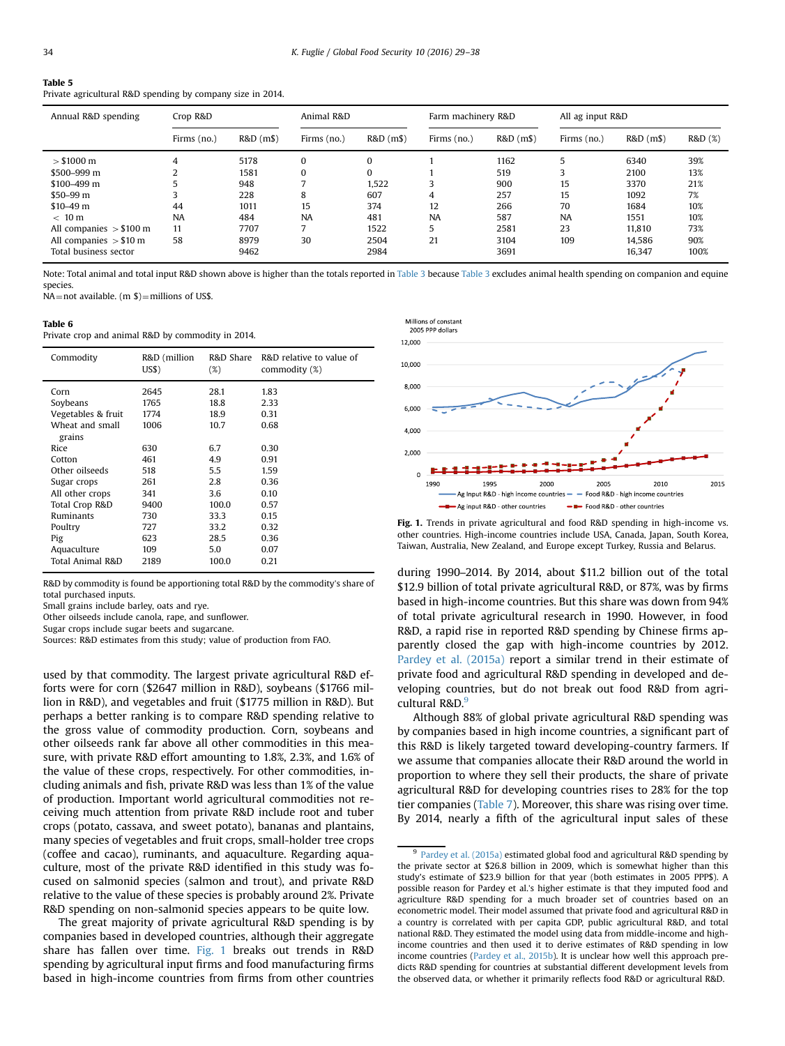**Table 5**
Private agricultural R&D spending by company size in 2014.

| Annual R&D spending | Crop R&D | | Animal R&D | | Farm machinery R&D | | All ag input R&D | | |
|---|---|---|---|---|---|---|---|---|---|
| | Firms (no.) | R&D (m$) | Firms (no.) | R&D (m$) | Firms (no.) | R&D (m$) | Firms (no.) | R&D (m$) | R&D (%) |
| > $1000 m | 4 | 5178 | 0 | 0 | 1 | 1162 | 5 | 6340 | 39% |
| $500–999 m | 2 | 1581 | 0 | 0 | 1 | 519 | 3 | 2100 | 13% |
| $100–499 m | 5 | 948 | 7 | 1,522 | 3 | 900 | 15 | 3370 | 21% |
| $50–99 m | 3 | 228 | 8 | 607 | 4 | 257 | 15 | 1092 | 7% |
| $10–49 m | 44 | 1011 | 15 | 374 | 12 | 266 | 70 | 1684 | 10% |
| < 10 m | NA | 484 | NA | 481 | NA | 587 | NA | 1551 | 10% |
| All companies > $100 m | 11 | 7707 | 7 | 1522 | 5 | 2581 | 23 | 11,810 | 73% |
| All companies > $10 m | 58 | 8979 | 30 | 2504 | 21 | 3104 | 109 | 14,586 | 90% |
| Total business sector | | 9462 | | 2984 | | 3691 | | 16,347 | 100% |

Note: Total animal and total input R&D shown above is higher than the totals reported in Table 3 because Table 3 excludes animal health spending on companion and equine species.
NA = not available. (m $) = millions of US$.

**Table 6**
Private crop and animal R&D by commodity in 2014.

| Commodity | R&D (million US$) | R&D Share (%) | R&D relative to value of commodity (%) |
|---|---|---|---|
| Corn | 2645 | 28.1 | 1.83 |
| Soybeans | 1765 | 18.8 | 2.33 |
| Vegetables & fruit | 1774 | 18.9 | 0.31 |
| Wheat and small grains | 1006 | 10.7 | 0.68 |
| Rice | 630 | 6.7 | 0.30 |
| Cotton | 461 | 4.9 | 0.91 |
| Other oilseeds | 518 | 5.5 | 1.59 |
| Sugar crops | 261 | 2.8 | 0.36 |
| All other crops | 341 | 3.6 | 0.10 |
| Total Crop R&D | 9400 | 100.0 | 0.57 |
| Ruminants | 730 | 33.3 | 0.15 |
| Poultry | 727 | 33.2 | 0.32 |
| Pig | 623 | 28.5 | 0.36 |
| Aquaculture | 109 | 5.0 | 0.07 |
| Total Animal R&D | 2189 | 100.0 | 0.21 |

R&D by commodity is found be apportioning total R&D by the commodity's share of total purchased inputs.
Small grains include barley, oats and rye.
Other oilseeds include canola, rape, and sunflower.
Sugar crops include sugar beets and sugarcane.
Sources: R&D estimates from this study; value of production from FAO.

used by that commodity. The largest private agricultural R&D efforts were for corn ($2647 million in R&D), soybeans ($1766 million in R&D), and vegetables and fruit ($1775 million in R&D). But perhaps a better ranking is to compare R&D spending relative to the gross value of commodity production. Corn, soybeans and other oilseeds rank far above all other commodities in this measure, with private R&D effort amounting to 1.8%, 2.3%, and 1.6% of the value of these crops, respectively. For other commodities, including animals and fish, private R&D was less than 1% of the value of production. Important world agricultural commodities not receiving much attention from private R&D include root and tuber crops (potato, cassava, and sweet potato), bananas and plantains, many species of vegetables and fruit crops, small-holder tree crops (coffee and cacao), ruminants, and aquaculture. Regarding aquaculture, most of the private R&D identified in this study was focused on salmonid species (salmon and trout), and private R&D relative to the value of these species is probably around 2%. Private R&D spending on non-salmonid species appears to be quite low.

The great majority of private agricultural R&D spending is by companies based in developed countries, although their aggregate share has fallen over time. Fig. 1 breaks out trends in R&D spending by agricultural input firms and food manufacturing firms based in high-income countries from firms from other countries during 1990–2014. By 2014, about $11.2 billion out of the total $12.9 billion of total private agricultural R&D, or 87%, was by firms based in high-income countries. But this share was down from 94% of total private agricultural research in 1990. However, in food R&D, a rapid rise in reported R&D spending by Chinese firms apparently closed the gap with high-income countries by 2012. Pardey et al. (2015a) report a similar trend in their estimate of private food and agricultural R&D spending in developed and developing countries, but do not break out food R&D from agricultural R&D.[9]

**Fig. 1.** Trends in private agricultural and food R&D spending in high-income vs. other countries. High-income countries include USA, Canada, Japan, South Korea, Taiwan, Australia, New Zealand, and Europe except Turkey, Russia and Belarus.

Although 88% of global private agricultural R&D spending was by companies based in high income countries, a significant part of this R&D is likely targeted toward developing-country farmers. If we assume that companies allocate their R&D around the world in proportion to where they sell their products, the share of private agricultural R&D for developing countries rises to 28% for the top tier companies (Table 7). Moreover, this share was rising over time. By 2014, nearly a fifth of the agricultural input sales of these

[9] Pardey et al. (2015a) estimated global food and agricultural R&D spending by the private sector at $26.8 billion in 2009, which is somewhat higher than this study's estimate of $23.9 billion for that year (both estimates in 2005 PPP$). A possible reason for Pardey et al.'s higher estimate is that they imputed food and agriculture R&D spending for a much broader set of countries based on an econometric model. Their model assumed that private food and agricultural R&D in a country is correlated with per capita GDP, public agricultural R&D, and total national R&D. They estimated the model using data from middle-income and high-income countries and then used it to derive estimates of R&D spending in low income countries (Pardey et al., 2015b). It is unclear how well this approach predicts R&D spending for countries at substantial different development levels from the observed data, or whether it primarily reflects food R&D or agricultural R&D.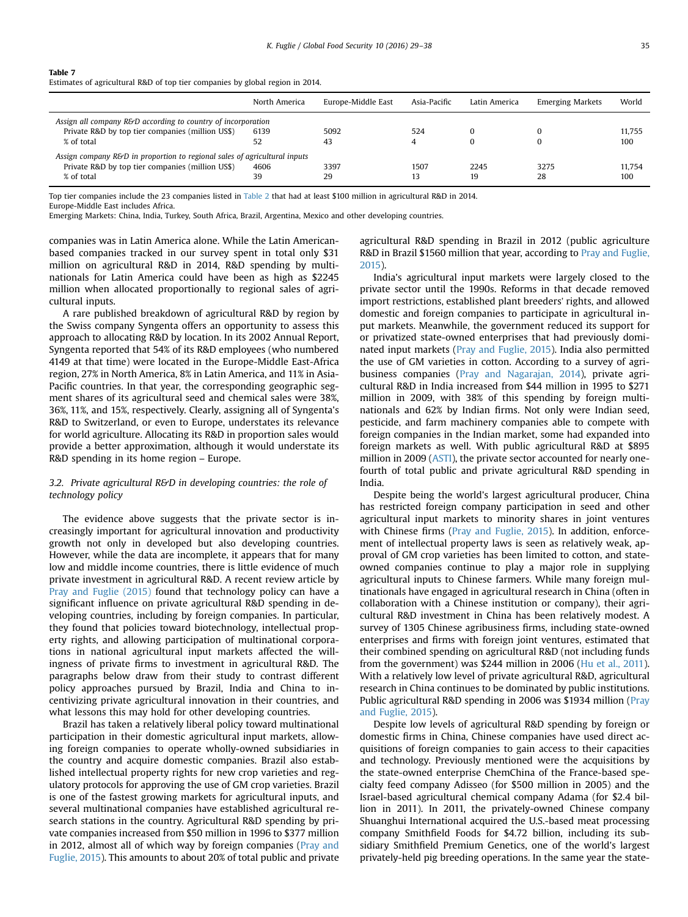**Table 7**
Estimates of agricultural R&D of top tier companies by global region in 2014.

| | North America | Europe-Middle East | Asia-Pacific | Latin America | Emerging Markets | World |
|---|---|---|---|---|---|---|
| *Assign all company R&D according to country of incorporation* | | | | | | |
| Private R&D by top tier companies (million US$) | 6139 | 5092 | 524 | 0 | 0 | 11,755 |
| % of total | 52 | 43 | 4 | 0 | 0 | 100 |
| *Assign company R&D in proportion to regional sales of agricultural inputs* | | | | | | |
| Private R&D by top tier companies (million US$) | 4606 | 3397 | 1507 | 2245 | 3275 | 11,754 |
| % of total | 39 | 29 | 13 | 19 | 28 | 100 |

Top tier companies include the 23 companies listed in Table 2 that had at least $100 million in agricultural R&D in 2014.
Europe-Middle East includes Africa.
Emerging Markets: China, India, Turkey, South Africa, Brazil, Argentina, Mexico and other developing countries.

companies was in Latin America alone. While the Latin American-based companies tracked in our survey spent in total only $31 million on agricultural R&D in 2014, R&D spending by multinationals for Latin America could have been as high as $2245 million when allocated proportionally to regional sales of agricultural inputs.

A rare published breakdown of agricultural R&D by region by the Swiss company Syngenta offers an opportunity to assess this approach to allocating R&D by location. In its 2002 Annual Report, Syngenta reported that 54% of its R&D employees (who numbered 4149 at that time) were located in the Europe-Middle East-Africa region, 27% in North America, 8% in Latin America, and 11% in Asia-Pacific countries. In that year, the corresponding geographic segment shares of its agricultural seed and chemical sales were 38%, 36%, 11%, and 15%, respectively. Clearly, assigning all of Syngenta's R&D to Switzerland, or even to Europe, understates its relevance for world agriculture. Allocating its R&D in proportion sales would provide a better approximation, although it would understate its R&D spending in its home region – Europe.

### 3.2. Private agricultural R&D in developing countries: the role of technology policy

The evidence above suggests that the private sector is increasingly important for agricultural innovation and productivity growth not only in developed but also developing countries. However, while the data are incomplete, it appears that for many low and middle income countries, there is little evidence of much private investment in agricultural R&D. A recent review article by Pray and Fuglie (2015) found that technology policy can have a significant influence on private agricultural R&D spending in developing countries, including by foreign companies. In particular, they found that policies toward biotechnology, intellectual property rights, and allowing participation of multinational corporations in national agricultural input markets affected the willingness of private firms to investment in agricultural R&D. The paragraphs below draw from their study to contrast different policy approaches pursued by Brazil, India and China to incentivizing private agricultural innovation in their countries, and what lessons this may hold for other developing countries.

Brazil has taken a relatively liberal policy toward multinational participation in their domestic agricultural input markets, allowing foreign companies to operate wholly-owned subsidiaries in the country and acquire domestic companies. Brazil also established intellectual property rights for new crop varieties and regulatory protocols for approving the use of GM crop varieties. Brazil is one of the fastest growing markets for agricultural inputs, and several multinational companies have established agricultural research stations in the country. Agricultural R&D spending by private companies increased from $50 million in 1996 to $377 million in 2012, almost all of which way by foreign companies (Pray and Fuglie, 2015). This amounts to about 20% of total public and private agricultural R&D spending in Brazil in 2012 (public agriculture R&D in Brazil $1560 million that year, according to Pray and Fuglie, 2015).

India's agricultural input markets were largely closed to the private sector until the 1990s. Reforms in that decade removed import restrictions, established plant breeders' rights, and allowed domestic and foreign companies to participate in agricultural input markets. Meanwhile, the government reduced its support for or privatized state-owned enterprises that had previously dominated input markets (Pray and Fuglie, 2015). India also permitted the use of GM varieties in cotton. According to a survey of agribusiness companies (Pray and Nagarajan, 2014), private agricultural R&D in India increased from $44 million in 1995 to $271 million in 2009, with 38% of this spending by foreign multinationals and 62% by Indian firms. Not only were Indian seed, pesticide, and farm machinery companies able to compete with foreign companies in the Indian market, some had expanded into foreign markets as well. With public agricultural R&D at $895 million in 2009 (ASTI), the private sector accounted for nearly one-fourth of total public and private agricultural R&D spending in India.

Despite being the world's largest agricultural producer, China has restricted foreign company participation in seed and other agricultural input markets to minority shares in joint ventures with Chinese firms (Pray and Fuglie, 2015). In addition, enforcement of intellectual property laws is seen as relatively weak, approval of GM crop varieties has been limited to cotton, and state-owned companies continue to play a major role in supplying agricultural inputs to Chinese farmers. While many foreign multinationals have engaged in agricultural research in China (often in collaboration with a Chinese institution or company), their agricultural R&D investment in China has been relatively modest. A survey of 1305 Chinese agribusiness firms, including state-owned enterprises and firms with foreign joint ventures, estimated that their combined spending on agricultural R&D (not including funds from the government) was $244 million in 2006 (Hu et al., 2011). With a relatively low level of private agricultural R&D, agricultural research in China continues to be dominated by public institutions. Public agricultural R&D spending in 2006 was $1934 million (Pray and Fuglie, 2015).

Despite low levels of agricultural R&D spending by foreign or domestic firms in China, Chinese companies have used direct acquisitions of foreign companies to gain access to their capacities and technology. Previously mentioned were the acquisitions by the state-owned enterprise ChemChina of the France-based specialty feed company Adisseo (for $500 million in 2005) and the Israel-based agricultural chemical company Adama (for $2.4 billion in 2011). In 2011, the privately-owned Chinese company Shuanghui International acquired the U.S.-based meat processing company Smithfield Foods for $4.72 billion, including its subsidiary Smithfield Premium Genetics, one of the world's largest privately-held pig breeding operations. In the same year the state-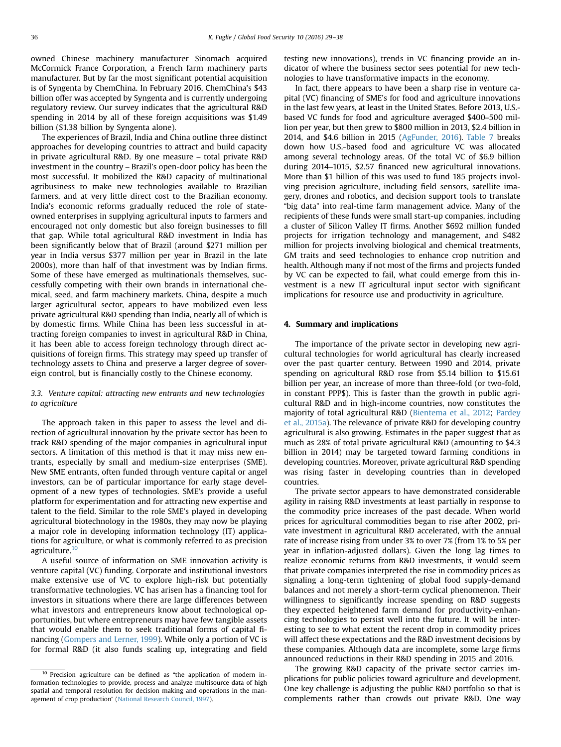owned Chinese machinery manufacturer Sinomach acquired McCormick France Corporation, a French farm machinery parts manufacturer. But by far the most significant potential acquisition is of Syngenta by ChemChina. In February 2016, ChemChina's $43 billion offer was accepted by Syngenta and is currently undergoing regulatory review. Our survey indicates that the agricultural R&D spending in 2014 by all of these foreign acquisitions was $1.49 billion ($1.38 billion by Syngenta alone).

The experiences of Brazil, India and China outline three distinct approaches for developing countries to attract and build capacity in private agricultural R&D. By one measure – total private R&D investment in the country – Brazil's open-door policy has been the most successful. It mobilized the R&D capacity of multinational agribusiness to make new technologies available to Brazilian farmers, and at very little direct cost to the Brazilian economy. India's economic reforms gradually reduced the role of state-owned enterprises in supplying agricultural inputs to farmers and encouraged not only domestic but also foreign businesses to fill that gap. While total agricultural R&D investment in India has been significantly below that of Brazil (around $271 million per year in India versus $377 million per year in Brazil in the late 2000s), more than half of that investment was by Indian firms. Some of these have emerged as multinationals themselves, successfully competing with their own brands in international chemical, seed, and farm machinery markets. China, despite a much larger agricultural sector, appears to have mobilized even less private agricultural R&D spending than India, nearly all of which is by domestic firms. While China has been less successful in attracting foreign companies to invest in agricultural R&D in China, it has been able to access foreign technology through direct acquisitions of foreign firms. This strategy may speed up transfer of technology assets to China and preserve a larger degree of sovereign control, but is financially costly to the Chinese economy.

### 3.3. Venture capital: attracting new entrants and new technologies to agriculture

The approach taken in this paper to assess the level and direction of agricultural innovation by the private sector has been to track R&D spending of the major companies in agricultural input sectors. A limitation of this method is that it may miss new entrants, especially by small and medium-size enterprises (SME). New SME entrants, often funded through venture capital or angel investors, can be of particular importance for early stage development of a new types of technologies. SME's provide a useful platform for experimentation and for attracting new expertise and talent to the field. Similar to the role SME's played in developing agricultural biotechnology in the 1980s, they may now be playing a major role in developing information technology (IT) applications for agriculture, or what is commonly referred to as precision agriculture.[10]

A useful source of information on SME innovation activity is venture capital (VC) funding. Corporate and institutional investors make extensive use of VC to explore high-risk but potentially transformative technologies. VC has arisen has a financing tool for investors in situations where there are large differences between what investors and entrepreneurs know about technological opportunities, but where entrepreneurs may have few tangible assets that would enable them to seek traditional forms of capital financing (Gompers and Lerner, 1999). While only a portion of VC is for formal R&D (it also funds scaling up, integrating and field testing new innovations), trends in VC financing provide an indicator of where the business sector sees potential for new technologies to have transformative impacts in the economy.

In fact, there appears to have been a sharp rise in venture capital (VC) financing of SME's for food and agriculture innovations in the last few years, at least in the United States. Before 2013, U.S.-based VC funds for food and agriculture averaged $400–500 million per year, but then grew to $800 million in 2013, $2.4 billion in 2014, and $4.6 billion in 2015 (AgFunder, 2016). Table 7 breaks down how U.S.-based food and agriculture VC was allocated among several technology areas. Of the total VC of $6.9 billion during 2014–1015, $2.57 financed new agricultural innovations. More than $1 billion of this was used to fund 185 projects involving precision agriculture, including field sensors, satellite imagery, drones and robotics, and decision support tools to translate "big data" into real-time farm management advice. Many of the recipients of these funds were small start-up companies, including a cluster of Silicon Valley IT firms. Another $692 million funded projects for irrigation technology and management, and $482 million for projects involving biological and chemical treatments, GM traits and seed technologies to enhance crop nutrition and health. Although many if not most of the firms and projects funded by VC can be expected to fail, what could emerge from this investment is a new IT agricultural input sector with significant implications for resource use and productivity in agriculture.

## 4. Summary and implications

The importance of the private sector in developing new agricultural technologies for world agricultural has clearly increased over the past quarter century. Between 1990 and 2014, private spending on agricultural R&D rose from $5.14 billion to $15.61 billion per year, an increase of more than three-fold (or two-fold, in constant PPP$). This is faster than the growth in public agricultural R&D and in high-income countries, now constitutes the majority of total agricultural R&D (Bientema et al., 2012; Pardey et al., 2015a). The relevance of private R&D for developing country agricultural is also growing. Estimates in the paper suggest that as much as 28% of total private agricultural R&D (amounting to $4.3 billion in 2014) may be targeted toward farming conditions in developing countries. Moreover, private agricultural R&D spending was rising faster in developing countries than in developed countries.

The private sector appears to have demonstrated considerable agility in raising R&D investments at least partially in response to the commodity price increases of the past decade. When world prices for agricultural commodities began to rise after 2002, private investment in agricultural R&D accelerated, with the annual rate of increase rising from under 3% to over 7% (from 1% to 5% per year in inflation-adjusted dollars). Given the long lag times to realize economic returns from R&D investments, it would seem that private companies interpreted the rise in commodity prices as signaling a long-term tightening of global food supply-demand balances and not merely a short-term cyclical phenomenon. Their willingness to significantly increase spending on R&D suggests they expected heightened farm demand for productivity-enhancing technologies to persist well into the future. It will be interesting to see to what extent the recent drop in commodity prices will affect these expectations and the R&D investment decisions by these companies. Although data are incomplete, some large firms announced reductions in their R&D spending in 2015 and 2016.

The growing R&D capacity of the private sector carries implications for public policies toward agriculture and development. One key challenge is adjusting the public R&D portfolio so that is complements rather than crowds out private R&D. One way

[10] Precision agriculture can be defined as "the application of modern information technologies to provide, process and analyze multisource data of high spatial and temporal resolution for decision making and operations in the management of crop production" (National Research Council, 1997).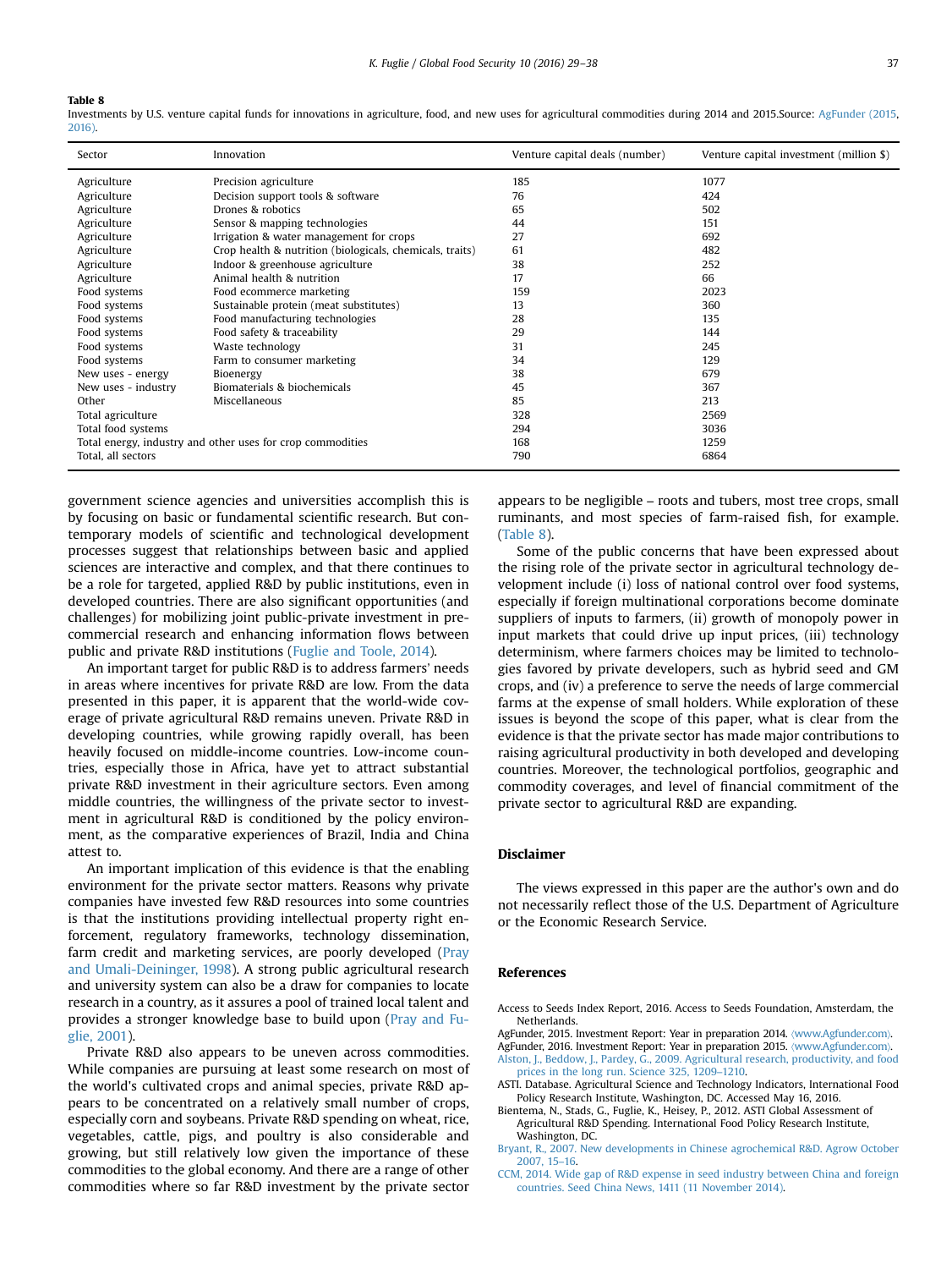**Table 8**
Investments by U.S. venture capital funds for innovations in agriculture, food, and new uses for agricultural commodities during 2014 and 2015. Source: AgFunder (2015, 2016).

| Sector | Innovation | Venture capital deals (number) | Venture capital investment (million $) |
|---|---|---|---|
| Agriculture | Precision agriculture | 185 | 1077 |
| Agriculture | Decision support tools & software | 76 | 424 |
| Agriculture | Drones & robotics | 65 | 502 |
| Agriculture | Sensor & mapping technologies | 44 | 151 |
| Agriculture | Irrigation & water management for crops | 27 | 692 |
| Agriculture | Crop health & nutrition (biologicals, chemicals, traits) | 61 | 482 |
| Agriculture | Indoor & greenhouse agriculture | 38 | 252 |
| Agriculture | Animal health & nutrition | 17 | 66 |
| Food systems | Food ecommerce marketing | 159 | 2023 |
| Food systems | Sustainable protein (meat substitutes) | 13 | 360 |
| Food systems | Food manufacturing technologies | 28 | 135 |
| Food systems | Food safety & traceability | 29 | 144 |
| Food systems | Waste technology | 31 | 245 |
| Food systems | Farm to consumer marketing | 34 | 129 |
| New uses - energy | Bioenergy | 38 | 679 |
| New uses - industry | Biomaterials & biochemicals | 45 | 367 |
| Other | Miscellaneous | 85 | 213 |
| Total agriculture | | 328 | 2569 |
| Total food systems | | 294 | 3036 |
| Total energy, industry and other uses for crop commodities | | 168 | 1259 |
| Total, all sectors | | 790 | 6864 |

government science agencies and universities accomplish this is by focusing on basic or fundamental scientific research. But contemporary models of scientific and technological development processes suggest that relationships between basic and applied sciences are interactive and complex, and that there continues to be a role for targeted, applied R&D by public institutions, even in developed countries. There are also significant opportunities (and challenges) for mobilizing joint public-private investment in pre-commercial research and enhancing information flows between public and private R&D institutions (Fuglie and Toole, 2014).

An important target for public R&D is to address farmers' needs in areas where incentives for private R&D are low. From the data presented in this paper, it is apparent that the world-wide coverage of private agricultural R&D remains uneven. Private R&D in developing countries, while growing rapidly overall, has been heavily focused on middle-income countries. Low-income countries, especially those in Africa, have yet to attract substantial private R&D investment in their agriculture sectors. Even among middle countries, the willingness of the private sector to investment in agricultural R&D is conditioned by the policy environment, as the comparative experiences of Brazil, India and China attest to.

An important implication of this evidence is that the enabling environment for the private sector matters. Reasons why private companies have invested few R&D resources into some countries is that the institutions providing intellectual property right enforcement, regulatory frameworks, technology dissemination, farm credit and marketing services, are poorly developed (Pray and Umali-Deininger, 1998). A strong public agricultural research and university system can also be a draw for companies to locate research in a country, as it assures a pool of trained local talent and provides a stronger knowledge base to build upon (Pray and Fuglie, 2001).

Private R&D also appears to be uneven across commodities. While companies are pursuing at least some research on most of the world's cultivated crops and animal species, private R&D appears to be concentrated on a relatively small number of crops, especially corn and soybeans. Private R&D spending on wheat, rice, vegetables, cattle, pigs, and poultry is also considerable and growing, but still relatively low given the importance of these commodities to the global economy. And there are a range of other commodities where so far R&D investment by the private sector appears to be negligible – roots and tubers, most tree crops, small ruminants, and most species of farm-raised fish, for example. (Table 8).

Some of the public concerns that have been expressed about the rising role of the private sector in agricultural technology development include (i) loss of national control over food systems, especially if foreign multinational corporations become dominate suppliers of inputs to farmers, (ii) growth of monopoly power in input markets that could drive up input prices, (iii) technology determinism, where farmers choices may be limited to technologies favored by private developers, such as hybrid seed and GM crops, and (iv) a preference to serve the needs of large commercial farms at the expense of small holders. While exploration of these issues is beyond the scope of this paper, what is clear from the evidence is that the private sector has made major contributions to raising agricultural productivity in both developed and developing countries. Moreover, the technological portfolios, geographic and commodity coverages, and level of financial commitment of the private sector to agricultural R&D are expanding.

## Disclaimer

The views expressed in this paper are the author's own and do not necessarily reflect those of the U.S. Department of Agriculture or the Economic Research Service.

## References

Access to Seeds Index Report, 2016. Access to Seeds Foundation, Amsterdam, the Netherlands.

AgFunder, 2015. Investment Report: Year in preparation 2014. ⟨www.Agfunder.com⟩.

AgFunder, 2016. Investment Report: Year in preparation 2015. ⟨www.Agfunder.com⟩.

Alston, J., Beddow, J., Pardey, G., 2009. Agricultural research, productivity, and food prices in the long run. Science 325, 1209–1210.

ASTI. Database. Agricultural Science and Technology Indicators, International Food Policy Research Institute, Washington, DC. Accessed May 16, 2016.

Bientema, N., Stads, G., Fuglie, K., Heisey, P., 2012. ASTI Global Assessment of Agricultural R&D Spending. International Food Policy Research Institute, Washington, DC.

Bryant, R., 2007. New developments in Chinese agrochemical R&D. Agrow October 2007, 15–16.

CCM, 2014. Wide gap of R&D expense in seed industry between China and foreign countries. Seed China News, 1411 (11 November 2014).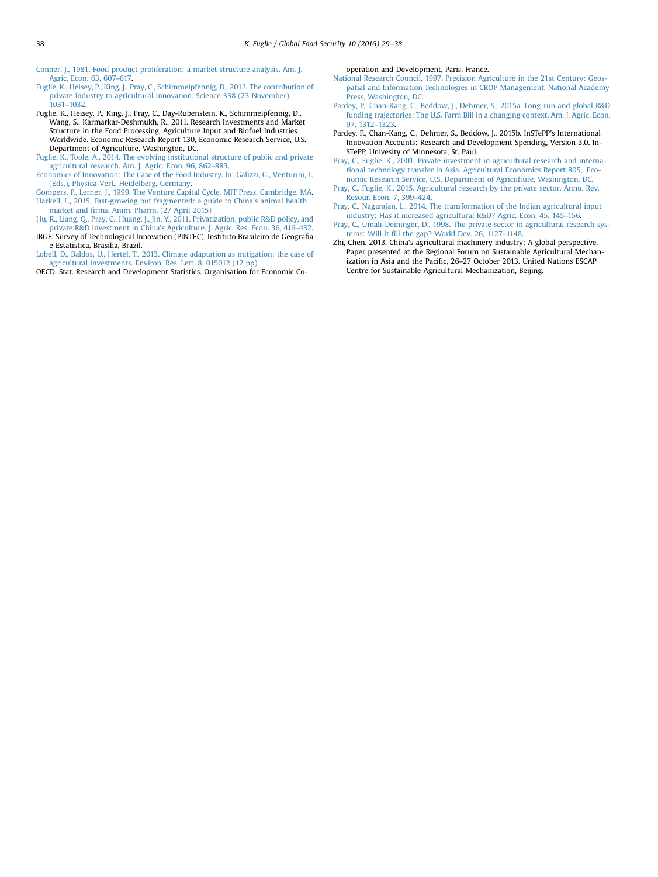Conner, J., 1981. Food product proliferation: a market structure analysis. Am. J. Agric. Econ. 63, 607–617.

Fuglie, K., Heisey, P., King, J., Pray, C., Schimmelpfennig, D., 2012. The contribution of private industry to agricultural innovation. Science 338 (23 November), 1031–1032.

Fuglie, K., Heisey, P., King, J., Pray, C., Day-Rubenstein, K., Schimmelpfennig, D., Wang, S., Karmarkar-Deshmukh, R., 2011. Research Investments and Market Structure in the Food Processing, Agriculture Input and Biofuel Industries Worldwide. Economic Research Report 130, Economic Research Service, U.S. Department of Agriculture, Washington, DC.

Fuglie, K., Toole, A., 2014. The evolving institutional structure of public and private agricultural research. Am. J. Agric. Econ. 96, 862–883.

Economics of Innovation: The Case of the Food Industry. In: Galizzi, G., Venturini, L. (Eds.), Physica-Verl., Heidelberg, Germany.

Gompers, P., Lerner, J., 1999. The Venture Capital Cycle. MIT Press, Cambridge, MA.

Harkell, L., 2015. Fast-growing but fragmented: a guide to China's animal health market and firms. Anim. Pharm. (27 April 2015)

Hu, R., Liang, Q., Pray, C., Huang, J., Jin, Y., 2011. Privatization, public R&D policy, and private R&D investment in China's Agriculture. J. Agric. Res. Econ. 36, 416–432.

IBGE. Survey of Technological Innovation (PINTEC). Instituto Brasileiro de Geografia e Estatistica, Brasilia, Brazil.

Lobell, D., Baldos, U., Hertel, T., 2013. Climate adaptation as mitigation: the case of agricultural investments. Environ. Res. Lett. 8, 015012 (12 pp).

OECD. Stat. Research and Development Statistics. Organisation for Economic Co-operation and Development, Paris, France.

National Research Council, 1997. Precision Agriculture in the 21st Century: Geospatial and Information Technologies in CROP Management. National Academy Press, Washington, DC.

Pardey, P., Chan-Kang, C., Beddow, J., Dehmer, S., 2015a. Long-run and global R&D funding trajectories: The U.S. Farm Bill in a changing context. Am. J. Agric. Econ. 97, 1312–1323.

Pardey, P., Chan-Kang, C., Dehmer, S., Beddow, J., 2015b. InSTePP's International Innovation Accounts: Research and Development Spending, Version 3.0. InSTePP, Univesity of Minnesota, St. Paul.

Pray, C., Fuglie, K., 2001. Private investment in agricultural research and international technology transfer in Asia. Agricultural Economics Report 805,. Economic Research Service, U.S. Department of Agriculture, Washington, DC.

Pray, C., Fuglie, K., 2015. Agricultural research by the private sector. Annu. Rev. Resour. Econ. 7, 399–424.

Pray, C., Nagarajan, L., 2014. The transformation of the Indian agricultural input industry: Has it increased agricultural R&D? Agric. Econ. 45, 145–156.

Pray, C., Umali-Deininger, D., 1998. The private sector in agricultural research systems: Will it fill the gap? World Dev. 26, 1127–1148.

Zhi, Chen. 2013. China's agricultural machinery industry: A global perspective. Paper presented at the Regional Forum on Sustainable Agricultural Mechanization in Asia and the Pacific, 26–27 October 2013. United Nations ESCAP Centre for Sustainable Agricultural Mechanization, Beijing.